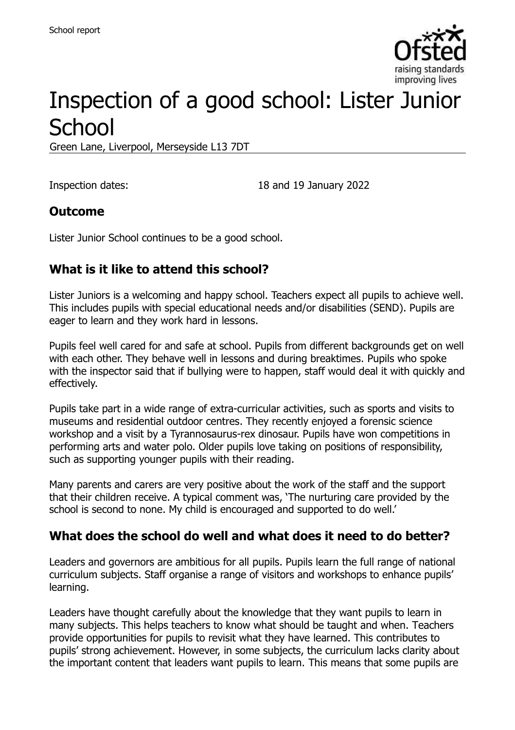# Inspection of a good school: Lister Junior School

Green Lane, Liverpool, Merseyside L13 7DT

Inspection dates: 18 and 19 January 2022

## Outcome

Lister Junior School continues to be a good school.

## What is it like to attend this school?

Lister Juniors is a welcoming and happy school. Teachers expect all pupils to achieve well. This includes pupils with special educational needs and/or disabilities (SEND). Pupils are eager to learn and they work hard in lessons.

Pupils feel well cared for and safe at school. Pupils from different backgrounds get on well with each other. They behave well in lessons and during breaktimes. Pupils who spoke with the inspector said that if bullying were to happen, staff would deal it with quickly and effectively.

Pupils take part in a wide range of extra-curricular activities, such as sports and visits to museums and residential outdoor centres. They recently enjoyed a forensic science workshop and a visit by a Tyrannosaurus-rex dinosaur. Pupils have won competitions in performing arts and water polo. Older pupils love taking on positions of responsibility, such as supporting younger pupils with their reading.

Many parents and carers are very positive about the work of the staff and the support that their children receive. A typical comment was, 'The nurturing care provided by the school is second to none. My child is encouraged and supported to do well.'

## What does the school do well and what does it need to do better?

Leaders and governors are ambitious for all pupils. Pupils learn the full range of national curriculum subjects. Staff organise a range of visitors and workshops to enhance pupils' learning.

Leaders have thought carefully about the knowledge that they want pupils to learn in many subjects. This helps teachers to know what should be taught and when. Teachers provide opportunities for pupils to revisit what they have learned. This contributes to pupils' strong achievement. However, in some subjects, the curriculum lacks clarity about the important content that leaders want pupils to learn. This means that some pupils are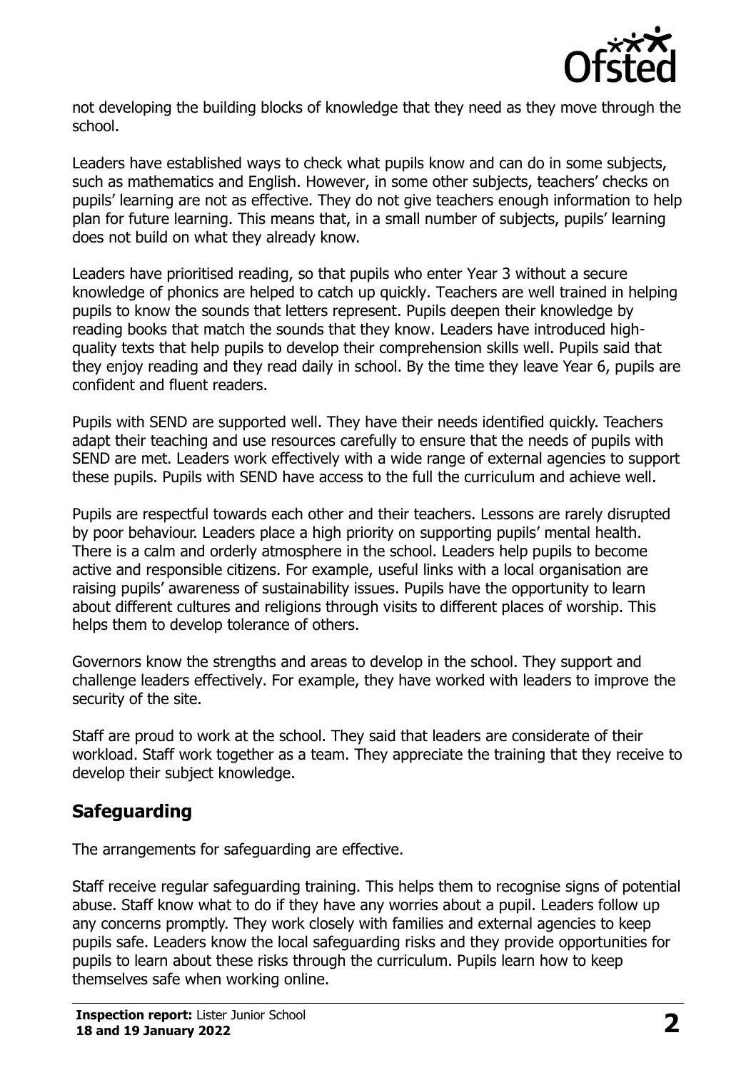not developing the building blocks of knowledge that they need as they move through the school.

Leaders have established ways to check what pupils know and can do in some subjects, such as mathematics and English. However, in some other subjects, teachers' checks on pupils' learning are not as effective. They do not give teachers enough information to help plan for future learning. This means that, in a small number of subjects, pupils' learning does not build on what they already know.

Leaders have prioritised reading, so that pupils who enter Year 3 without a secure knowledge of phonics are helped to catch up quickly. Teachers are well trained in helping pupils to know the sounds that letters represent. Pupils deepen their knowledge by reading books that match the sounds that they know. Leaders have introduced high-quality texts that help pupils to develop their comprehension skills well. Pupils said that they enjoy reading and they read daily in school. By the time they leave Year 6, pupils are confident and fluent readers.

Pupils with SEND are supported well. They have their needs identified quickly. Teachers adapt their teaching and use resources carefully to ensure that the needs of pupils with SEND are met. Leaders work effectively with a wide range of external agencies to support these pupils. Pupils with SEND have access to the full the curriculum and achieve well.

Pupils are respectful towards each other and their teachers. Lessons are rarely disrupted by poor behaviour. Leaders place a high priority on supporting pupils' mental health. There is a calm and orderly atmosphere in the school. Leaders help pupils to become active and responsible citizens. For example, useful links with a local organisation are raising pupils' awareness of sustainability issues. Pupils have the opportunity to learn about different cultures and religions through visits to different places of worship. This helps them to develop tolerance of others.

Governors know the strengths and areas to develop in the school. They support and challenge leaders effectively. For example, they have worked with leaders to improve the security of the site.

Staff are proud to work at the school. They said that leaders are considerate of their workload. Staff work together as a team. They appreciate the training that they receive to develop their subject knowledge.

## Safeguarding

The arrangements for safeguarding are effective.

Staff receive regular safeguarding training. This helps them to recognise signs of potential abuse. Staff know what to do if they have any worries about a pupil. Leaders follow up any concerns promptly. They work closely with families and external agencies to keep pupils safe. Leaders know the local safeguarding risks and they provide opportunities for pupils to learn about these risks through the curriculum. Pupils learn how to keep themselves safe when working online.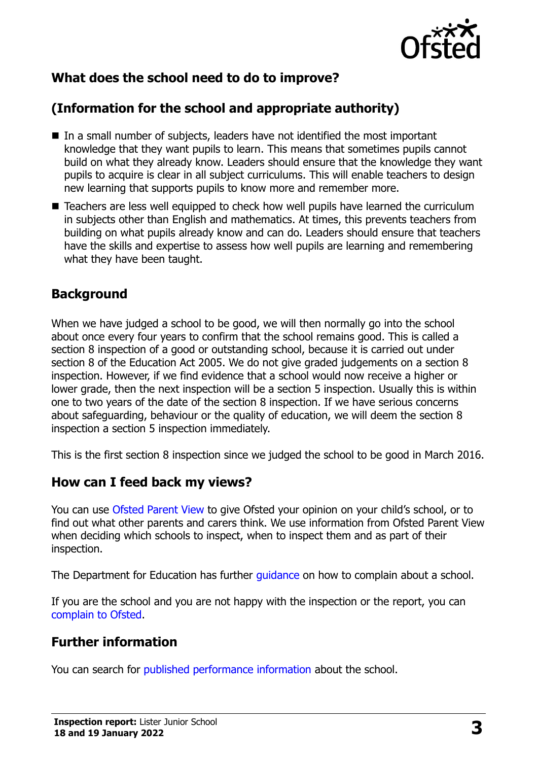## What does the school need to do to improve?

## (Information for the school and appropriate authority)

- In a small number of subjects, leaders have not identified the most important knowledge that they want pupils to learn. This means that sometimes pupils cannot build on what they already know. Leaders should ensure that the knowledge they want pupils to acquire is clear in all subject curriculums. This will enable teachers to design new learning that supports pupils to know more and remember more.
- Teachers are less well equipped to check how well pupils have learned the curriculum in subjects other than English and mathematics. At times, this prevents teachers from building on what pupils already know and can do. Leaders should ensure that teachers have the skills and expertise to assess how well pupils are learning and remembering what they have been taught.

## Background

When we have judged a school to be good, we will then normally go into the school about once every four years to confirm that the school remains good. This is called a section 8 inspection of a good or outstanding school, because it is carried out under section 8 of the Education Act 2005. We do not give graded judgements on a section 8 inspection. However, if we find evidence that a school would now receive a higher or lower grade, then the next inspection will be a section 5 inspection. Usually this is within one to two years of the date of the section 8 inspection. If we have serious concerns about safeguarding, behaviour or the quality of education, we will deem the section 8 inspection a section 5 inspection immediately.

This is the first section 8 inspection since we judged the school to be good in March 2016.

## How can I feed back my views?

You can use Ofsted Parent View to give Ofsted your opinion on your child's school, or to find out what other parents and carers think. We use information from Ofsted Parent View when deciding which schools to inspect, when to inspect them and as part of their inspection.

The Department for Education has further guidance on how to complain about a school.

If you are the school and you are not happy with the inspection or the report, you can complain to Ofsted.

## Further information

You can search for published performance information about the school.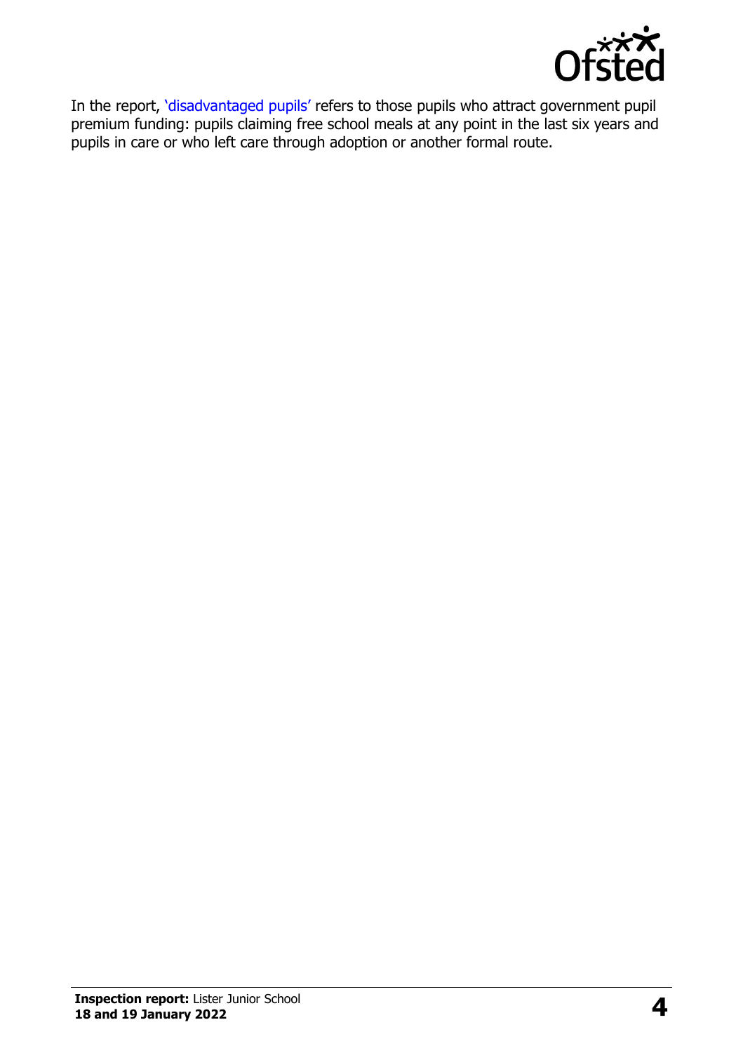In the report, 'disadvantaged pupils' refers to those pupils who attract government pupil premium funding: pupils claiming free school meals at any point in the last six years and pupils in care or who left care through adoption or another formal route.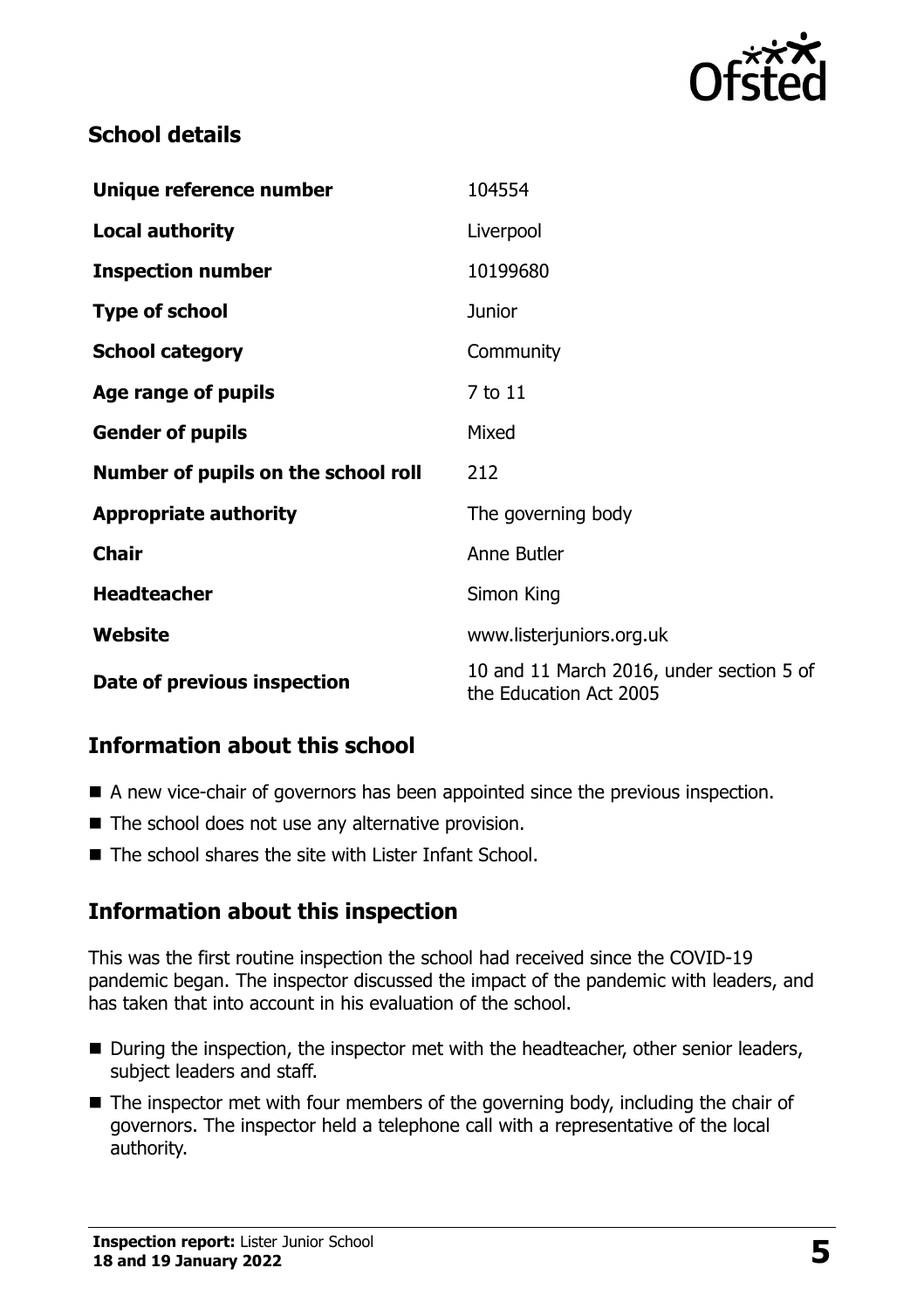## School details

| | |
|---|---|
| **Unique reference number** | 104554 |
| **Local authority** | Liverpool |
| **Inspection number** | 10199680 |
| **Type of school** | Junior |
| **School category** | Community |
| **Age range of pupils** | 7 to 11 |
| **Gender of pupils** | Mixed |
| **Number of pupils on the school roll** | 212 |
| **Appropriate authority** | The governing body |
| **Chair** | Anne Butler |
| **Headteacher** | Simon King |
| **Website** | www.listerjuniors.org.uk |
| **Date of previous inspection** | 10 and 11 March 2016, under section 5 of the Education Act 2005 |

## Information about this school

- A new vice-chair of governors has been appointed since the previous inspection.
- The school does not use any alternative provision.
- The school shares the site with Lister Infant School.

## Information about this inspection

This was the first routine inspection the school had received since the COVID-19 pandemic began. The inspector discussed the impact of the pandemic with leaders, and has taken that into account in his evaluation of the school.

- During the inspection, the inspector met with the headteacher, other senior leaders, subject leaders and staff.
- The inspector met with four members of the governing body, including the chair of governors. The inspector held a telephone call with a representative of the local authority.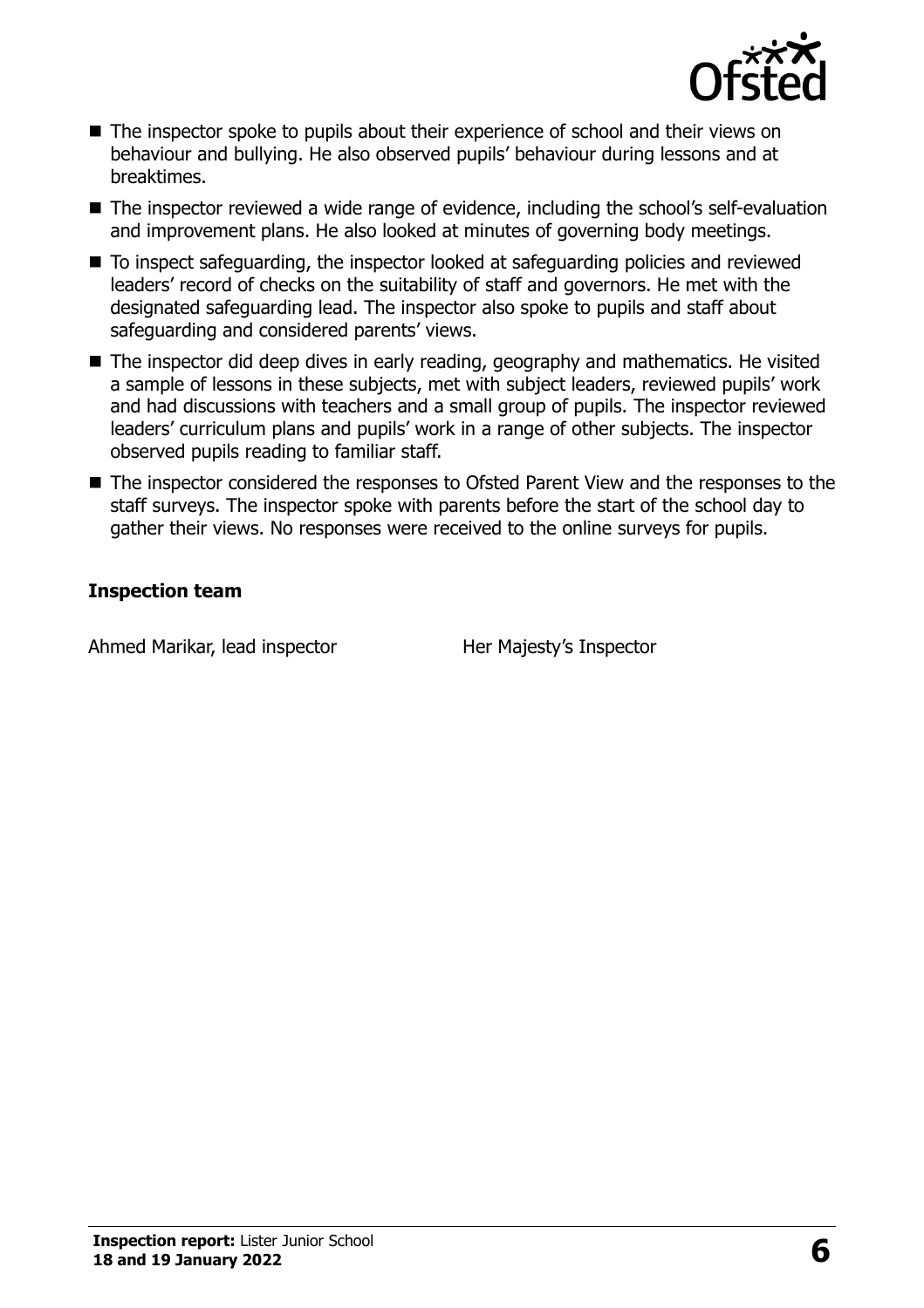- The inspector spoke to pupils about their experience of school and their views on behaviour and bullying. He also observed pupils' behaviour during lessons and at breaktimes.
- The inspector reviewed a wide range of evidence, including the school's self-evaluation and improvement plans. He also looked at minutes of governing body meetings.
- To inspect safeguarding, the inspector looked at safeguarding policies and reviewed leaders' record of checks on the suitability of staff and governors. He met with the designated safeguarding lead. The inspector also spoke to pupils and staff about safeguarding and considered parents' views.
- The inspector did deep dives in early reading, geography and mathematics. He visited a sample of lessons in these subjects, met with subject leaders, reviewed pupils' work and had discussions with teachers and a small group of pupils. The inspector reviewed leaders' curriculum plans and pupils' work in a range of other subjects. The inspector observed pupils reading to familiar staff.
- The inspector considered the responses to Ofsted Parent View and the responses to the staff surveys. The inspector spoke with parents before the start of the school day to gather their views. No responses were received to the online surveys for pupils.

### Inspection team

| | |
|---|---|
| Ahmed Marikar, lead inspector | Her Majesty's Inspector |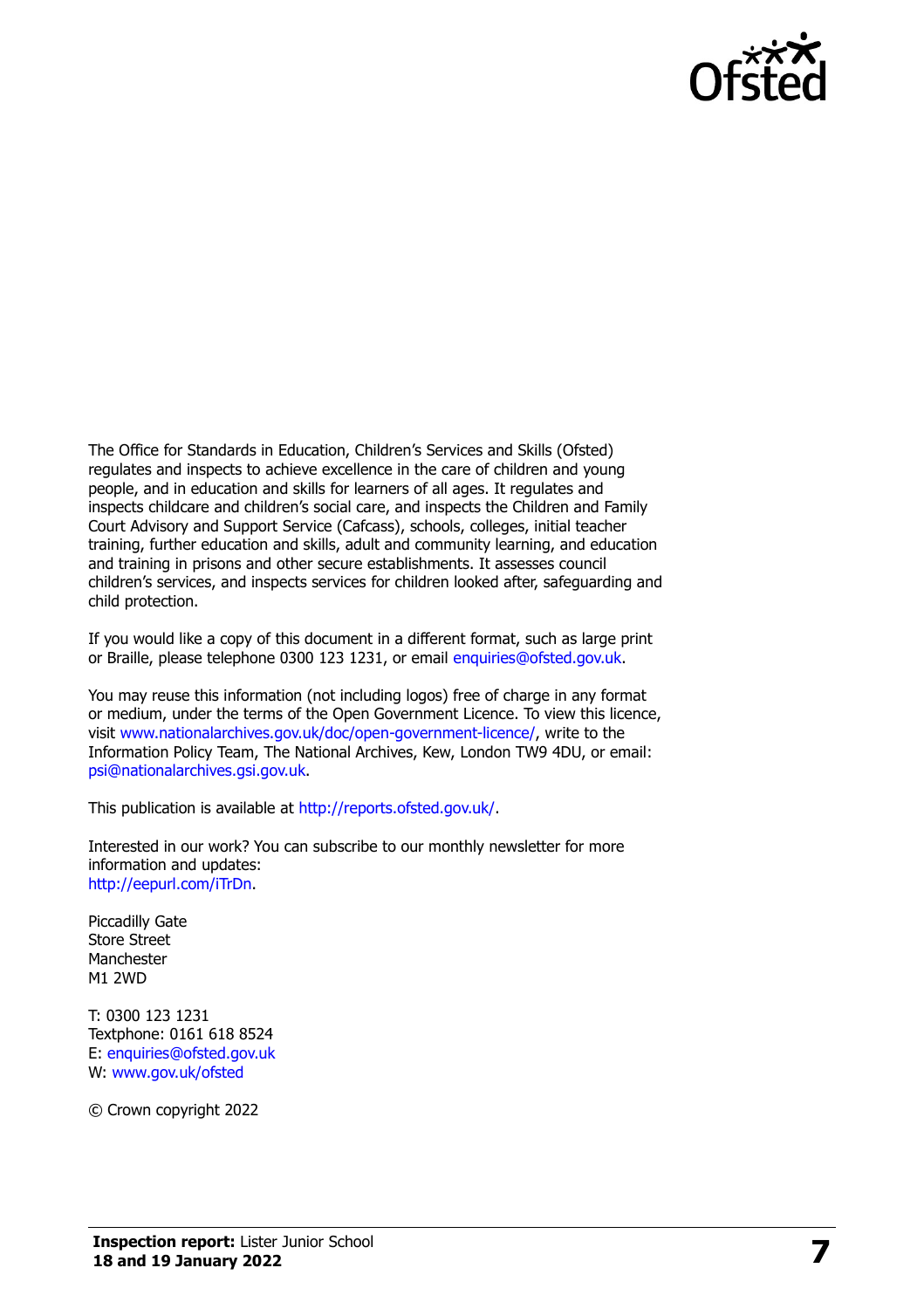The Office for Standards in Education, Children's Services and Skills (Ofsted) regulates and inspects to achieve excellence in the care of children and young people, and in education and skills for learners of all ages. It regulates and inspects childcare and children's social care, and inspects the Children and Family Court Advisory and Support Service (Cafcass), schools, colleges, initial teacher training, further education and skills, adult and community learning, and education and training in prisons and other secure establishments. It assesses council children's services, and inspects services for children looked after, safeguarding and child protection.

If you would like a copy of this document in a different format, such as large print or Braille, please telephone 0300 123 1231, or email enquiries@ofsted.gov.uk.

You may reuse this information (not including logos) free of charge in any format or medium, under the terms of the Open Government Licence. To view this licence, visit www.nationalarchives.gov.uk/doc/open-government-licence/, write to the Information Policy Team, The National Archives, Kew, London TW9 4DU, or email: psi@nationalarchives.gsi.gov.uk.

This publication is available at http://reports.ofsted.gov.uk/.

Interested in our work? You can subscribe to our monthly newsletter for more information and updates:
http://eepurl.com/iTrDn.

Piccadilly Gate
Store Street
Manchester
M1 2WD

T: 0300 123 1231
Textphone: 0161 618 8524
E: enquiries@ofsted.gov.uk
W: www.gov.uk/ofsted

© Crown copyright 2022